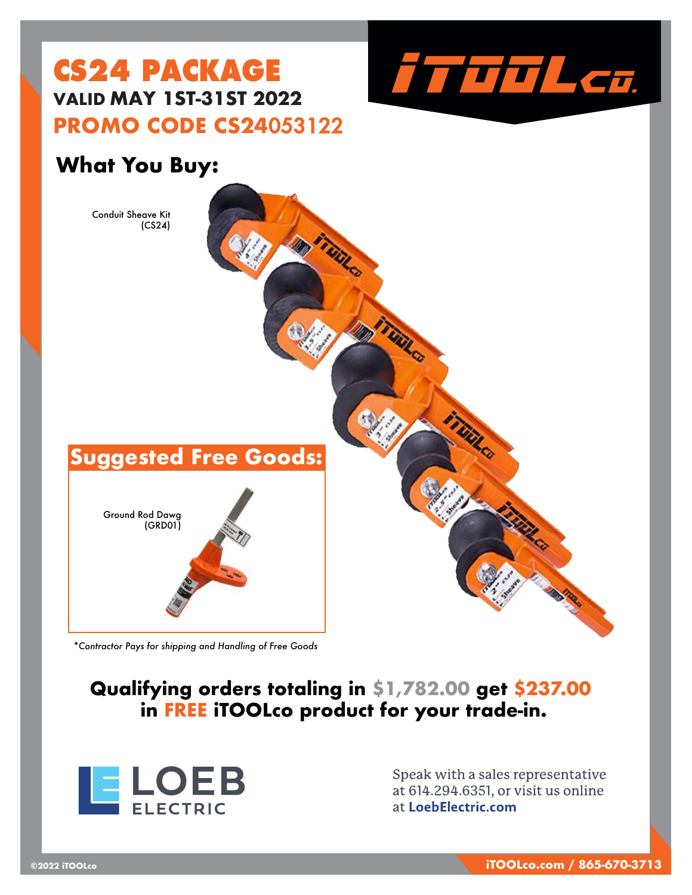# CS24 PACKAGE

**VALID MAY 1ST-31ST 2022**

**PROMO CODE CS24053122**

iTOOLco.

## What You Buy:

Conduit Sheave Kit
(CS24)

## Suggested Free Goods:

Ground Rod Dawg
(GRD01)

*\*Contractor Pays for shipping and Handling of Free Goods*

**Qualifying orders totaling in $1,782.00 get $237.00 in FREE iTOOLco product for your trade-in.**

LOEB ELECTRIC

Speak with a sales representative at 614.294.6351, or visit us online at **LoebElectric.com**

©2022 iTOOLco

**iTOOLco.com / 865-670-3713**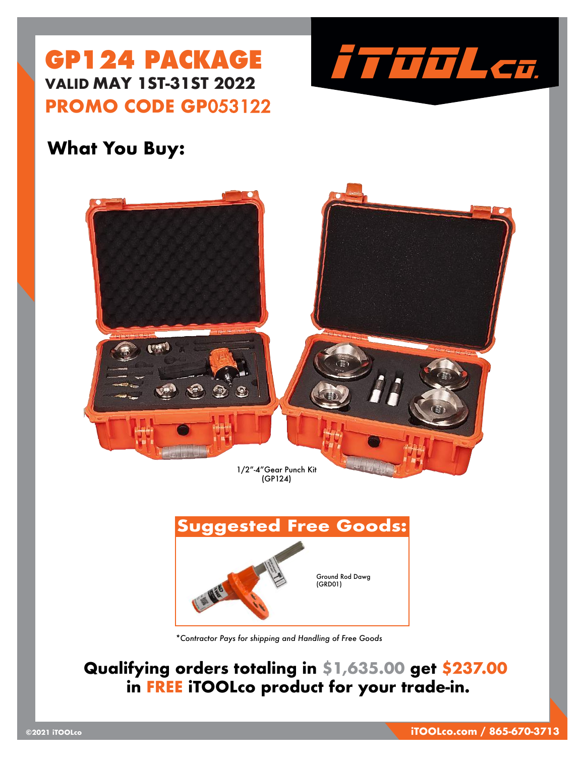# GP124 PACKAGE

**VALID MAY 1ST-31ST 2022**

**PROMO CODE GP053122**

## What You Buy:

1/2"-4"Gear Punch Kit
(GP124)

## Suggested Free Goods:

Ground Rod Dawg
(GRD01)

*\*Contractor Pays for shipping and Handling of Free Goods*

**Qualifying orders totaling in $1,635.00 get $237.00 in FREE iTOOLco product for your trade-in.**

©2021 iTOOLco

iTOOLco.com / 865-670-3713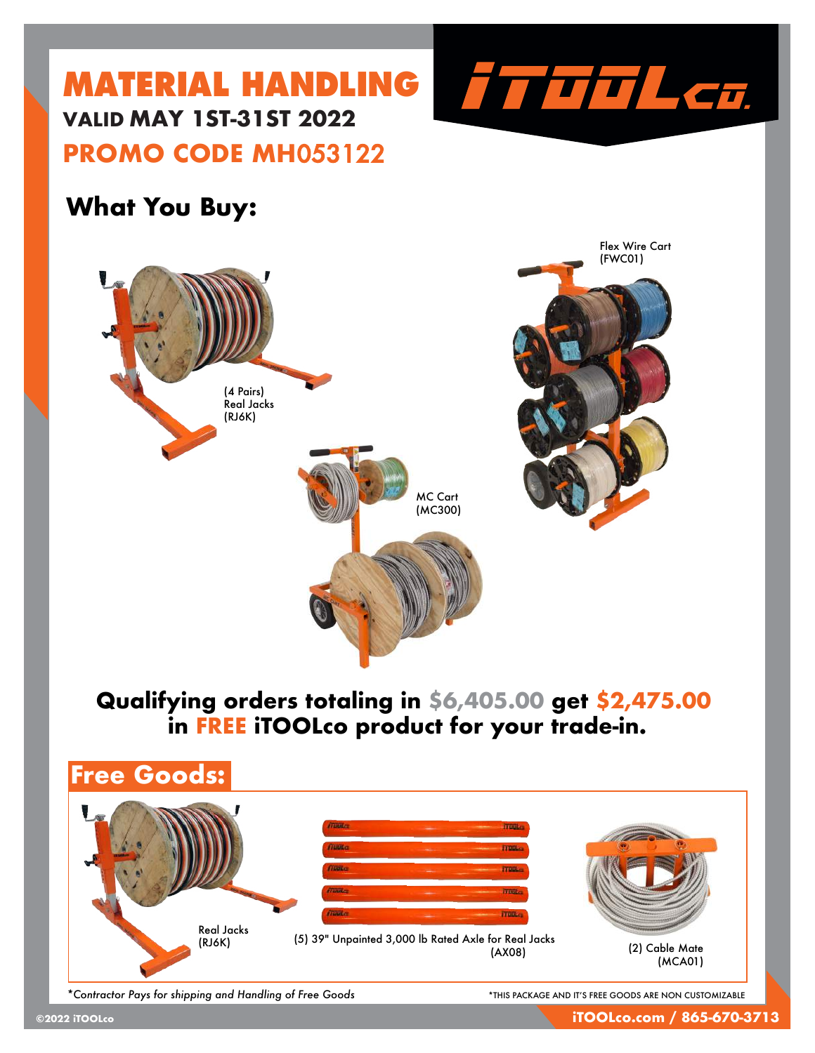# MATERIAL HANDLING

**VALID MAY 1ST-31ST 2022**

**PROMO CODE MH053122**

iTOOLco.

## What You Buy:

(4 Pairs)
Real Jacks
(RJ6K)

MC Cart
(MC300)

Flex Wire Cart
(FWC01)

**Qualifying orders totaling in $6,405.00 get $2,475.00 in FREE iTOOLco product for your trade-in.**

## Free Goods:

Real Jacks
(RJ6K)

(5) 39" Unpainted 3,000 lb Rated Axle for Real Jacks
(AX08)

(2) Cable Mate
(MCA01)

*Contractor Pays for shipping and Handling of Free Goods*

*THIS PACKAGE AND IT'S FREE GOODS ARE NON CUSTOMIZABLE

©2022 iTOOLco

iTOOLco.com / 865-670-3713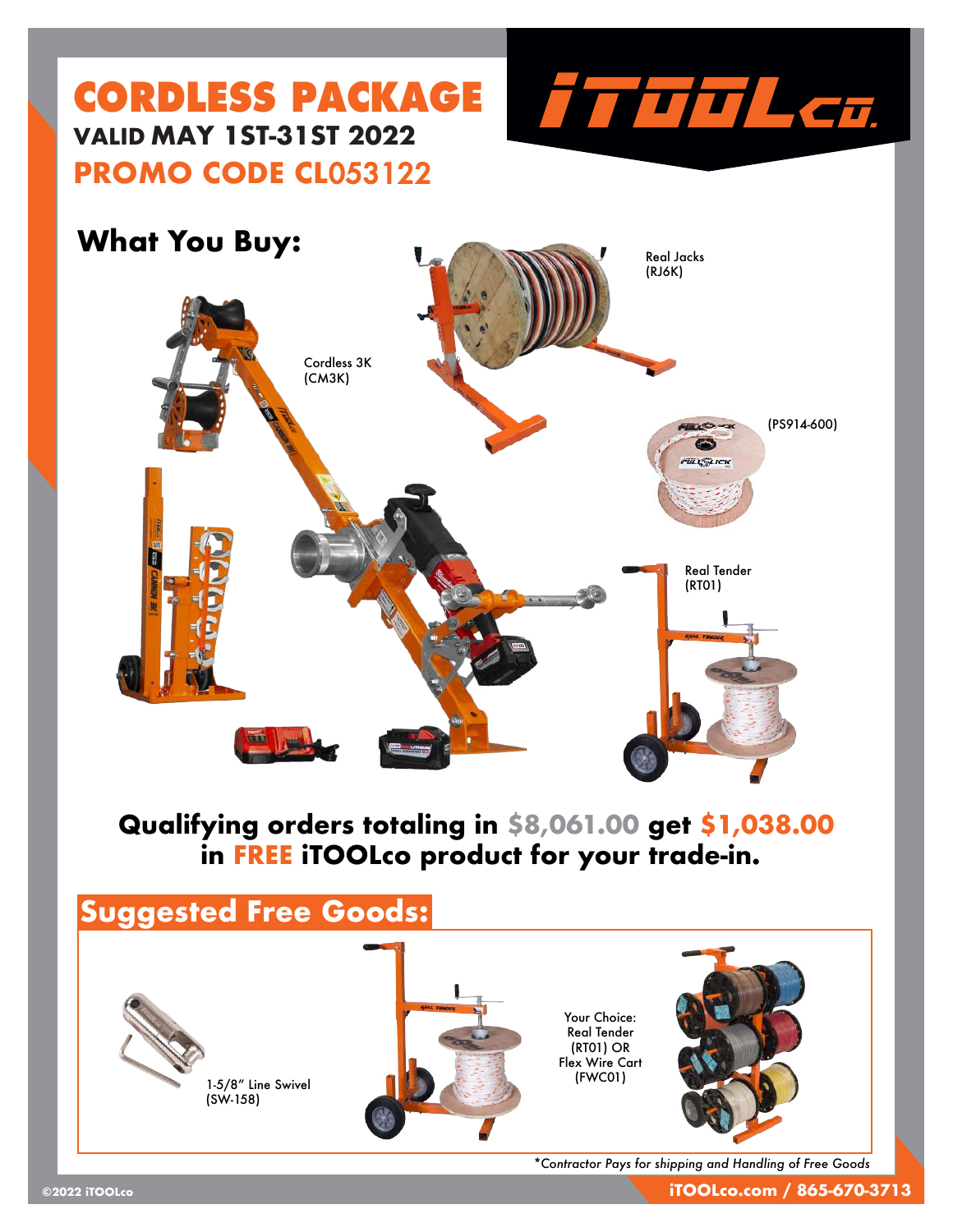# CORDLESS PACKAGE

**VALID MAY 1ST-31ST 2022**

**PROMO CODE CL053122**

iTOOLco.

## What You Buy:

Real Jacks (RJ6K)

Cordless 3K (CM3K)

(PS914-600)

Real Tender (RT01)

**Qualifying orders totaling in $8,061.00 get $1,038.00 in FREE iTOOLco product for your trade-in.**

## Suggested Free Goods:

1-5/8" Line Swivel (SW-158)

Your Choice: Real Tender (RT01) OR Flex Wire Cart (FWC01)

*\*Contractor Pays for shipping and Handling of Free Goods*

©2022 iTOOLco

iTOOLco.com / 865-670-3713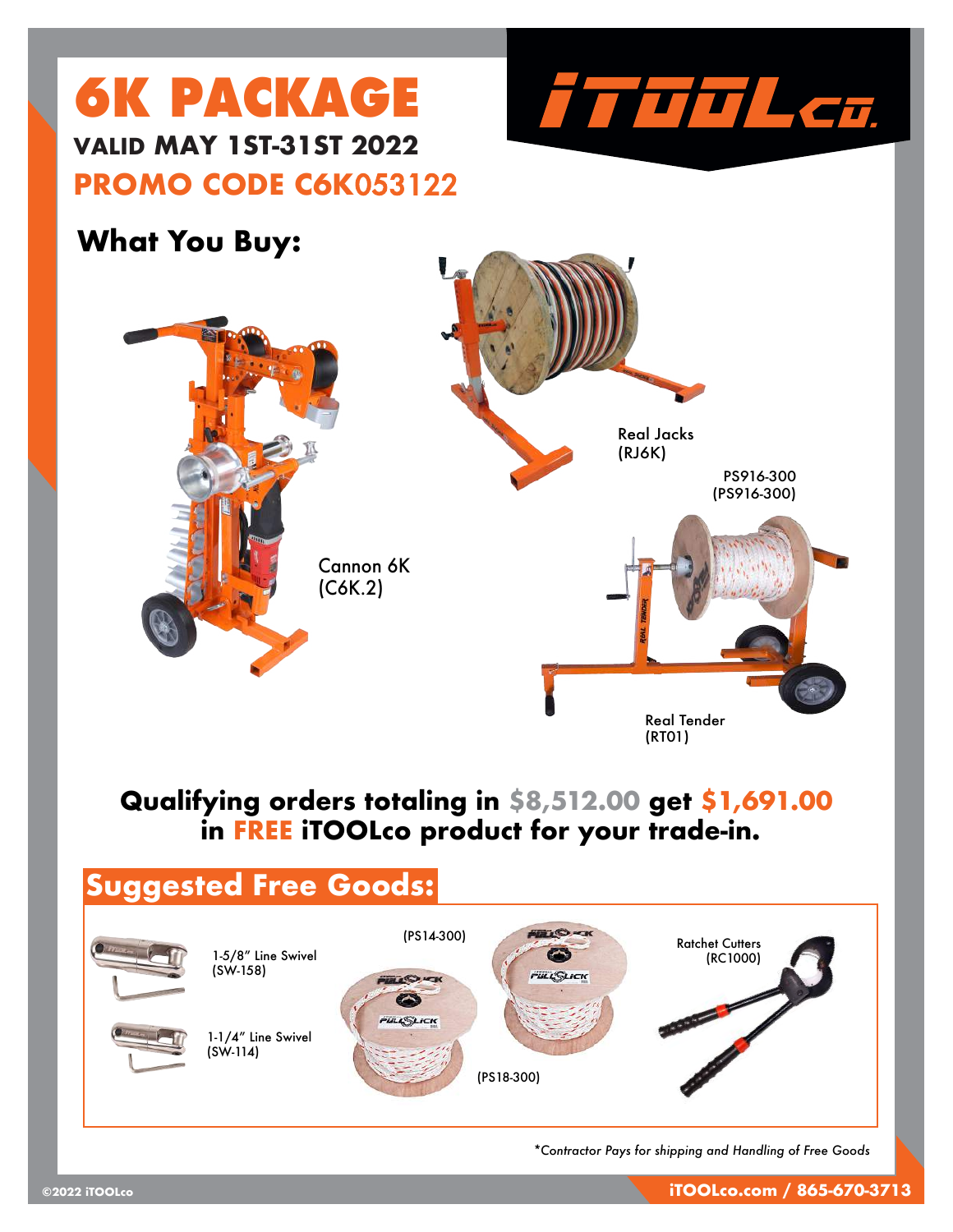# 6K PACKAGE

**VALID MAY 1ST-31ST 2022**

**PROMO CODE C6K053122**

iTOOLco.

## What You Buy:

Real Jacks
(RJ6K)

PS916-300
(PS916-300)

Cannon 6K
(C6K.2)

Real Tender
(RT01)

**Qualifying orders totaling in $8,512.00 get $1,691.00 in FREE iTOOLco product for your trade-in.**

## Suggested Free Goods:

1-5/8" Line Swivel
(SW-158)

1-1/4" Line Swivel
(SW-114)

(PS14-300)

(PS18-300)

Ratchet Cutters
(RC1000)

*\*Contractor Pays for shipping and Handling of Free Goods*

©2022 iTOOLco

iTOOLco.com / 865-670-3713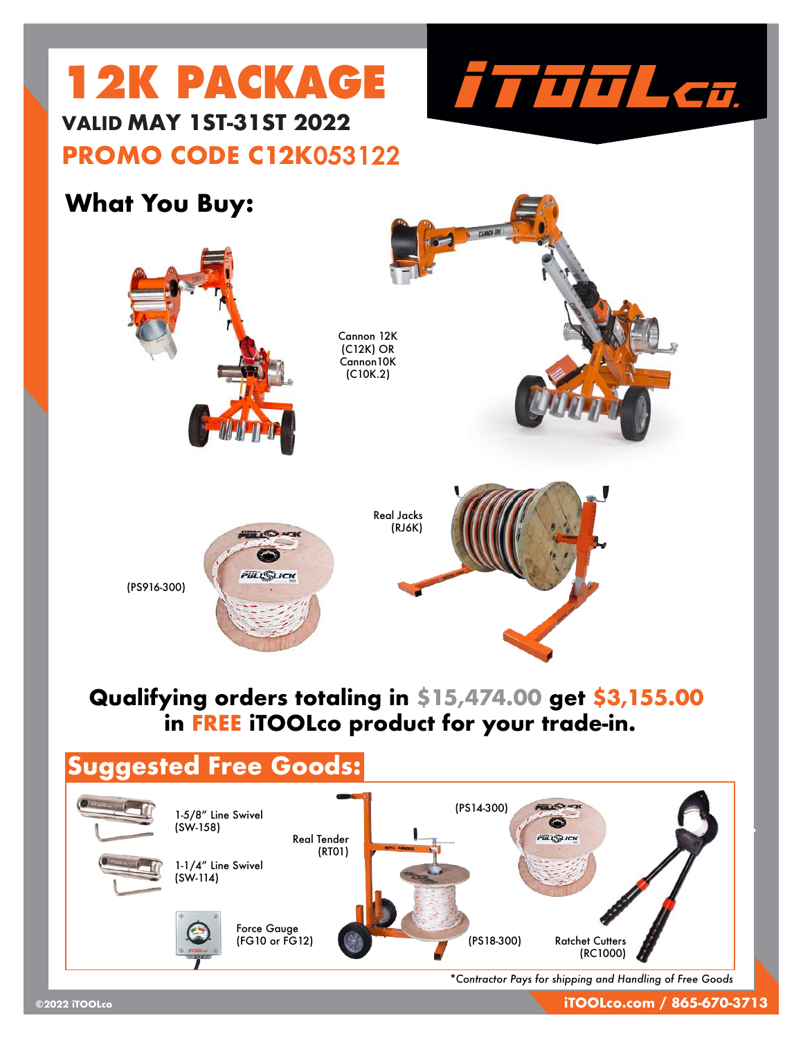# 12K PACKAGE

**VALID MAY 1ST-31ST 2022**

**PROMO CODE C12K053122**

iTOOLco.

## What You Buy:

Cannon 12K (C12K) OR Cannon10K (C10K.2)

Real Jacks (RJ6K)

(PS916-300)

**Qualifying orders totaling in $15,474.00 get $3,155.00 in FREE iTOOLco product for your trade-in.**

## Suggested Free Goods:

1-5/8" Line Swivel (SW-158)

1-1/4" Line Swivel (SW-114)

Force Gauge (FG10 or FG12)

Real Tender (RT01)

(PS14-300)

(PS18-300)

Ratchet Cutters (RC1000)

*\*Contractor Pays for shipping and Handling of Free Goods*

©2022 iTOOLco

iTOOLco.com / 865-670-3713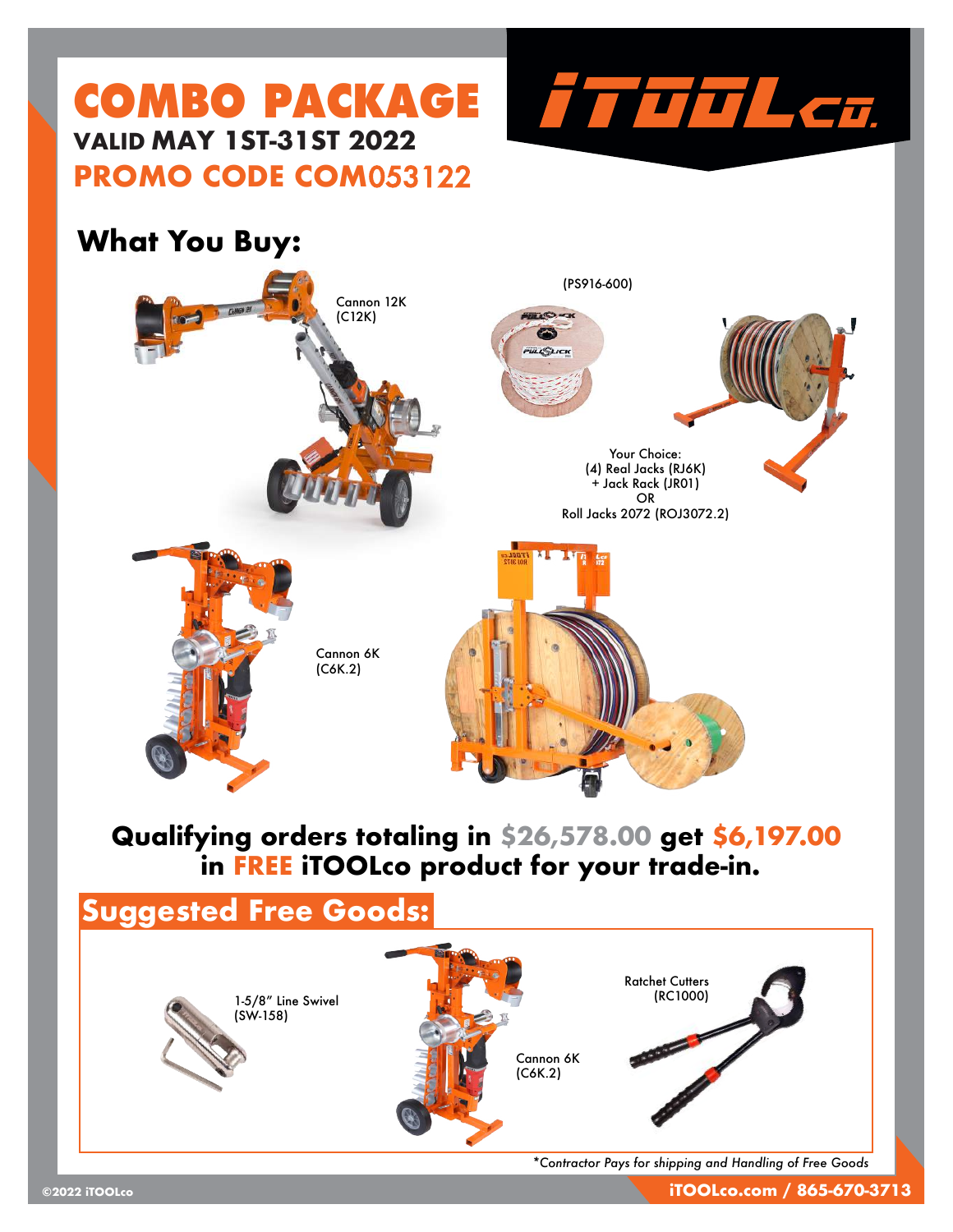# COMBO PACKAGE

**VALID MAY 1ST-31ST 2022**

**PROMO CODE COM053122**

iTOOLco.

## What You Buy:

Cannon 12K (C12K)

(PS916-600)

Your Choice:
(4) Real Jacks (RJ6K)
+ Jack Rack (JR01)
OR
Roll Jacks 2072 (ROJ3072.2)

Cannon 6K (C6K.2)

**Qualifying orders totaling in $26,578.00 get $6,197.00 in FREE iTOOLco product for your trade-in.**

## Suggested Free Goods:

1-5/8" Line Swivel (SW-158)

Cannon 6K (C6K.2)

Ratchet Cutters (RC1000)

*\*Contractor Pays for shipping and Handling of Free Goods*

©2022 iTOOLco

**iTOOLco.com / 865-670-3713**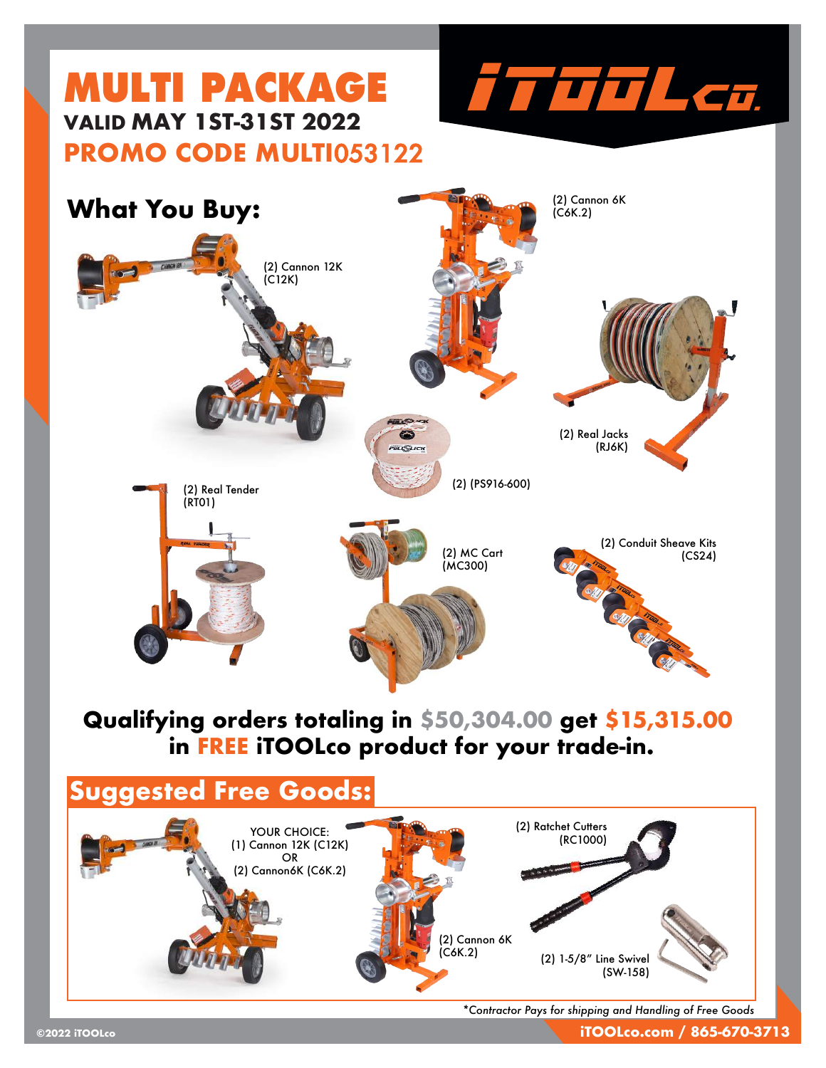# MULTI PACKAGE

**VALID MAY 1ST-31ST 2022**

**PROMO CODE MULTI053122**

iTOOLco.

## What You Buy:

(2) Cannon 12K (C12K)

(2) Cannon 6K (C6K.2)

(2) Real Jacks (RJ6K)

(2) (PS916-600)

(2) Real Tender (RT01)

(2) MC Cart (MC300)

(2) Conduit Sheave Kits (CS24)

**Qualifying orders totaling in $50,304.00 get $15,315.00 in FREE iTOOLco product for your trade-in.**

## Suggested Free Goods:

YOUR CHOICE:
(1) Cannon 12K (C12K)
OR
(2) Cannon6K (C6K.2)

(2) Cannon 6K (C6K.2)

(2) Ratchet Cutters (RC1000)

(2) 1-5/8" Line Swivel (SW-158)

*Contractor Pays for shipping and Handling of Free Goods

©2022 iTOOLco

iTOOLco.com / 865-670-3713